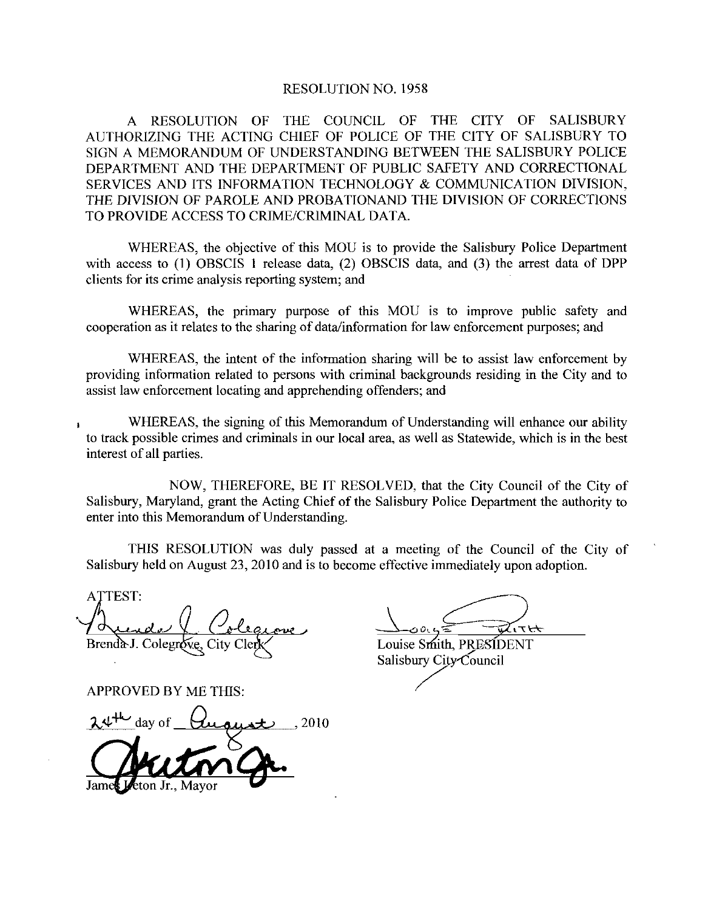# RESOLUTION NO. 1958

A RESOLUTION OF THE COUNCIL OF THE CITY OF SALISBURY AUTHORIZING THE ACTING CHIEF OF POLICE OF THE CITY OF SALISBURY TO SIGN A MEMORANDUM OF UNDERSTANDING BETWEEN THE SALISBURY POLICE DEPARTMENT AND THE DEPARTMENT OF PUBLIC SAFETY AND CORRECTIONAL SERVICES AND ITS INFORMATION TECHNOLOGY & COMMUNICATION DIVISION, THE DIVISION OF PAROLE AND PROBATIONAND THE DIVISION OF CORRECTIONS TO PROVIDE ACCESS TO CRIME/CRIMINAL DATA.

WHEREAS, the objective of this MOU is to provide the Salisbury Police Department with access to (1) OBSCIS 1 release data, (2) OBSCIS data, and (3) the arrest data of DPP clients for its crime analysis reporting system; and

WHEREAS, the primary purpose of this MOU is to improve public safety and cooperation as it relates to the sharing of data/information for law enforcement purposes; and

WHEREAS, the intent of the information sharing will be to assist law enforcement by providing information related to persons with criminal backgrounds residing in the City and to assist law enforcement locating and apprehending offenders; and

WHEREAS, the signing of this Memorandum of Understanding will enhance our ability to track possible crimes and criminals in our local area, as well as Statewide, which is in the best interest of all parties.

NOW, THEREFORE, BE IT RESOLVED, that the City Council of the City of Salisbury, Maryland, grant the Acting Chief of the Salisbury Police Department the authority to enter into this Memorandum of Understanding.

THIS RESOLUTION was duly passed at a meeting of the Council of the City of Salisbury held on August 23, 2010 and is to become effective immediately upon adoption.

ATTEST:

Brenda J. Colegrove, City Clerk

Louise Smith, PRESIDENT
Salisbury City Council

APPROVED BY ME THIS:

24th day of August, 2010

James Ireton Jr., Mayor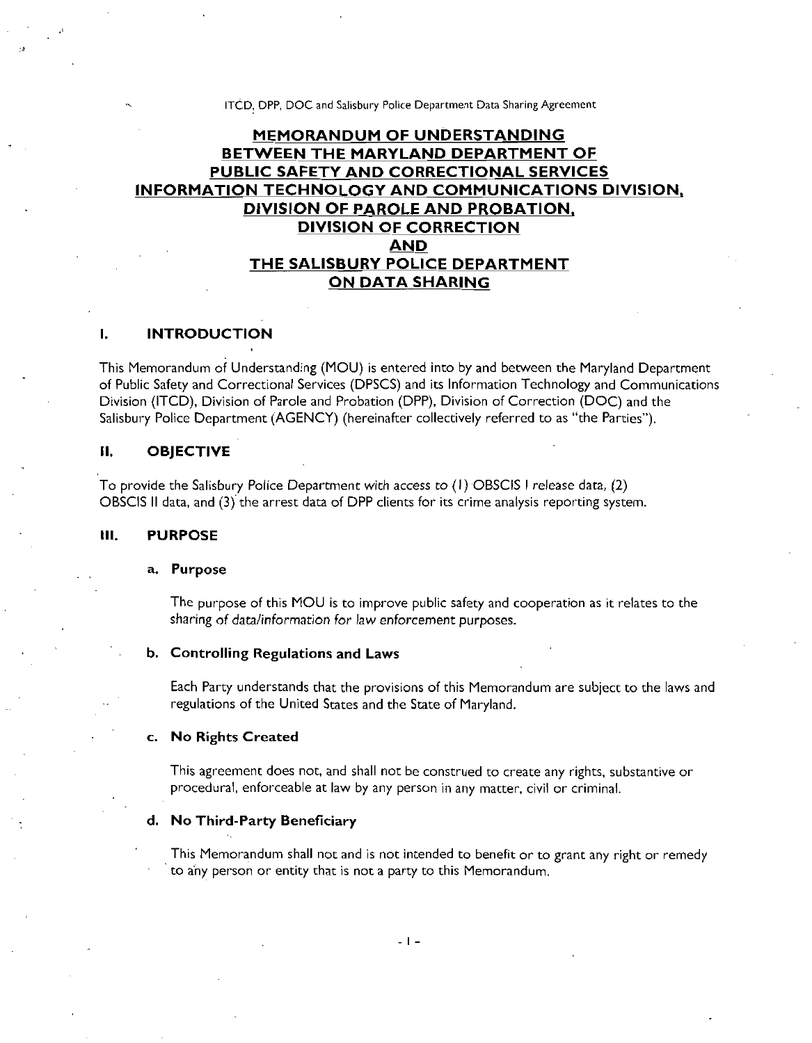# MEMORANDUM OF UNDERSTANDING BETWEEN THE MARYLAND DEPARTMENT OF PUBLIC SAFETY AND CORRECTIONAL SERVICES INFORMATION TECHNOLOGY AND COMMUNICATIONS DIVISION, DIVISION OF PAROLE AND PROBATION, DIVISION OF CORRECTION AND THE SALISBURY POLICE DEPARTMENT ON DATA SHARING

## I. INTRODUCTION

This Memorandum of Understanding (MOU) is entered into by and between the Maryland Department of Public Safety and Correctional Services (DPSCS) and its Information Technology and Communications Division (ITCD), Division of Parole and Probation (DPP), Division of Correction (DOC) and the Salisbury Police Department (AGENCY) (hereinafter collectively referred to as "the Parties").

## II. OBJECTIVE

To provide the Salisbury Police Department with access to (1) OBSCIS I release data, (2) OBSCIS II data, and (3) the arrest data of DPP clients for its crime analysis reporting system.

## III. PURPOSE

### a. Purpose

The purpose of this MOU is to improve public safety and cooperation as it relates to the sharing of data/information for law enforcement purposes.

### b. Controlling Regulations and Laws

Each Party understands that the provisions of this Memorandum are subject to the laws and regulations of the United States and the State of Maryland.

### c. No Rights Created

This agreement does not, and shall not be construed to create any rights, substantive or procedural, enforceable at law by any person in any matter, civil or criminal.

### d. No Third-Party Beneficiary

This Memorandum shall not and is not intended to benefit or to grant any right or remedy to any person or entity that is not a party to this Memorandum.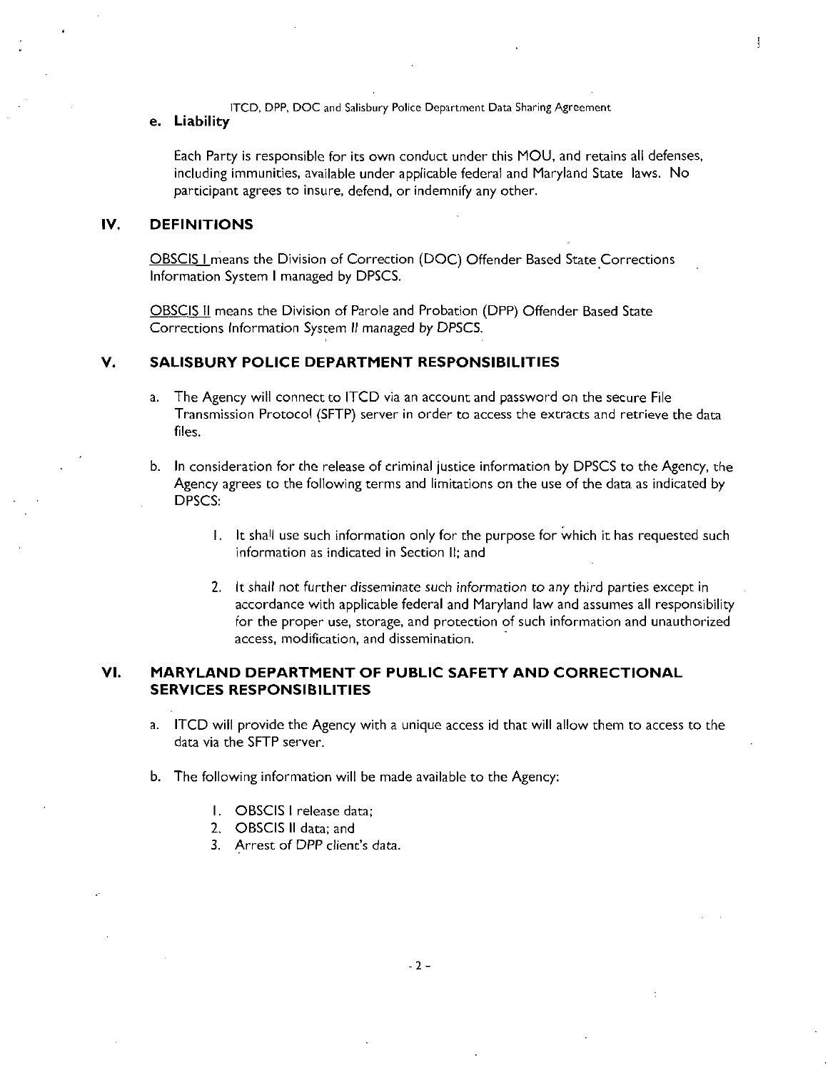**e. Liability**

Each Party is responsible for its own conduct under this MOU, and retains all defenses, including immunities, available under applicable federal and Maryland State laws. No participant agrees to insure, defend, or indemnify any other.

## IV. DEFINITIONS

OBSCIS I means the Division of Correction (DOC) Offender Based State Corrections Information System I managed by DPSCS.

OBSCIS II means the Division of Parole and Probation (DPP) Offender Based State Corrections Information System II managed by DPSCS.

## V. SALISBURY POLICE DEPARTMENT RESPONSIBILITIES

a. The Agency will connect to ITCD via an account and password on the secure File Transmission Protocol (SFTP) server in order to access the extracts and retrieve the data files.

b. In consideration for the release of criminal justice information by DPSCS to the Agency, the Agency agrees to the following terms and limitations on the use of the data as indicated by DPSCS:

   1. It shall use such information only for the purpose for which it has requested such information as indicated in Section II; and

   2. It shall not further disseminate such information to any third parties except in accordance with applicable federal and Maryland law and assumes all responsibility for the proper use, storage, and protection of such information and unauthorized access, modification, and dissemination.

## VI. MARYLAND DEPARTMENT OF PUBLIC SAFETY AND CORRECTIONAL SERVICES RESPONSIBILITIES

a. ITCD will provide the Agency with a unique access id that will allow them to access to the data via the SFTP server.

b. The following information will be made available to the Agency:

   1. OBSCIS I release data;
   2. OBSCIS II data; and
   3. Arrest of DPP client's data.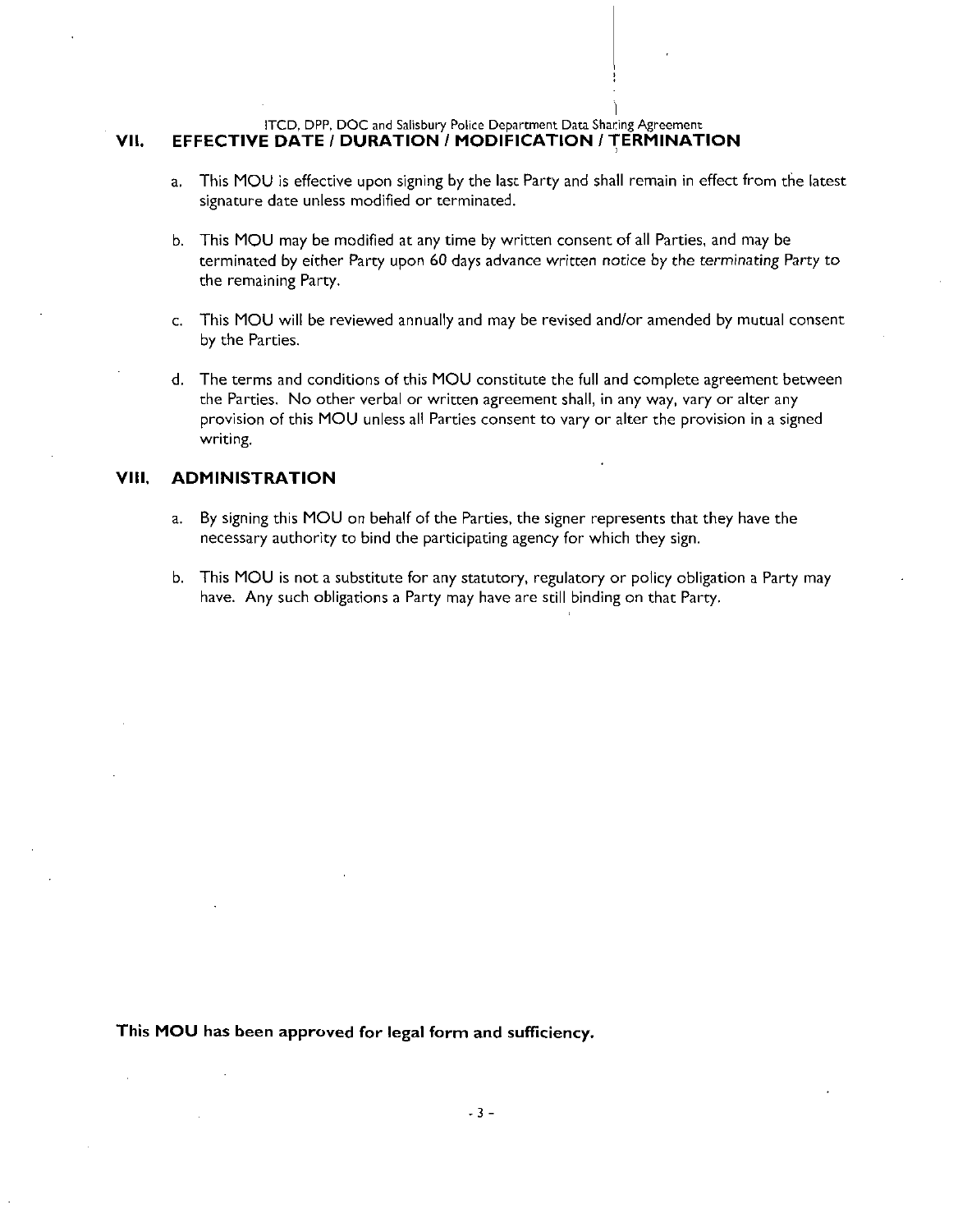## VII. EFFECTIVE DATE / DURATION / MODIFICATION / TERMINATION

a. This MOU is effective upon signing by the last Party and shall remain in effect from the latest signature date unless modified or terminated.

b. This MOU may be modified at any time by written consent of all Parties, and may be terminated by either Party upon 60 days advance written notice by the terminating Party to the remaining Party.

c. This MOU will be reviewed annually and may be revised and/or amended by mutual consent by the Parties.

d. The terms and conditions of this MOU constitute the full and complete agreement between the Parties. No other verbal or written agreement shall, in any way, vary or alter any provision of this MOU unless all Parties consent to vary or alter the provision in a signed writing.

## VIII. ADMINISTRATION

a. By signing this MOU on behalf of the Parties, the signer represents that they have the necessary authority to bind the participating agency for which they sign.

b. This MOU is not a substitute for any statutory, regulatory or policy obligation a Party may have. Any such obligations a Party may have are still binding on that Party.

**This MOU has been approved for legal form and sufficiency.**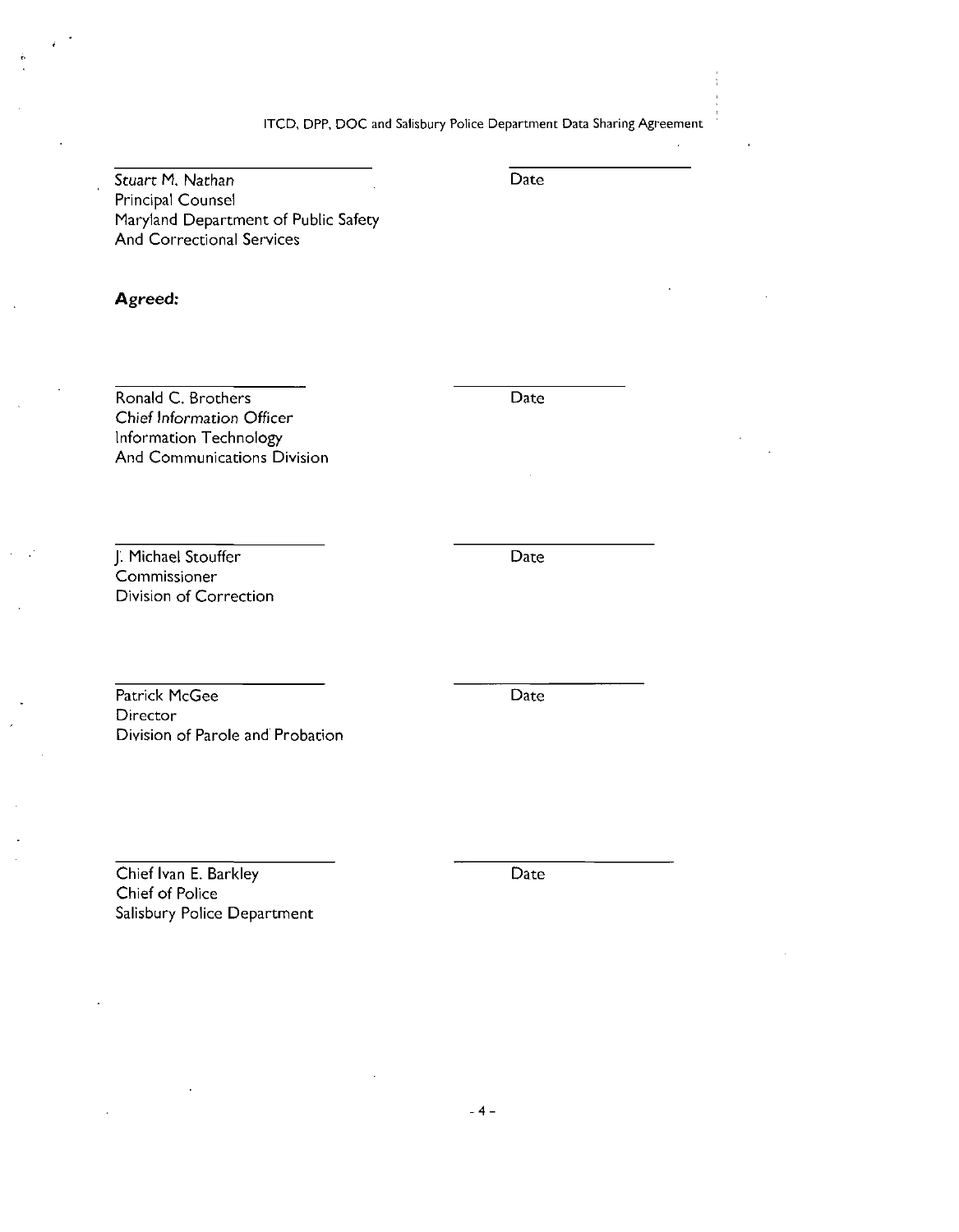Stuart M. Nathan
Principal Counsel
Maryland Department of Public Safety
And Correctional Services

Date

**Agreed:**

Ronald C. Brothers
Chief Information Officer
Information Technology
And Communications Division

Date

J. Michael Stouffer
Commissioner
Division of Correction

Date

Patrick McGee
Director
Division of Parole and Probation

Date

Chief Ivan E. Barkley
Chief of Police
Salisbury Police Department

Date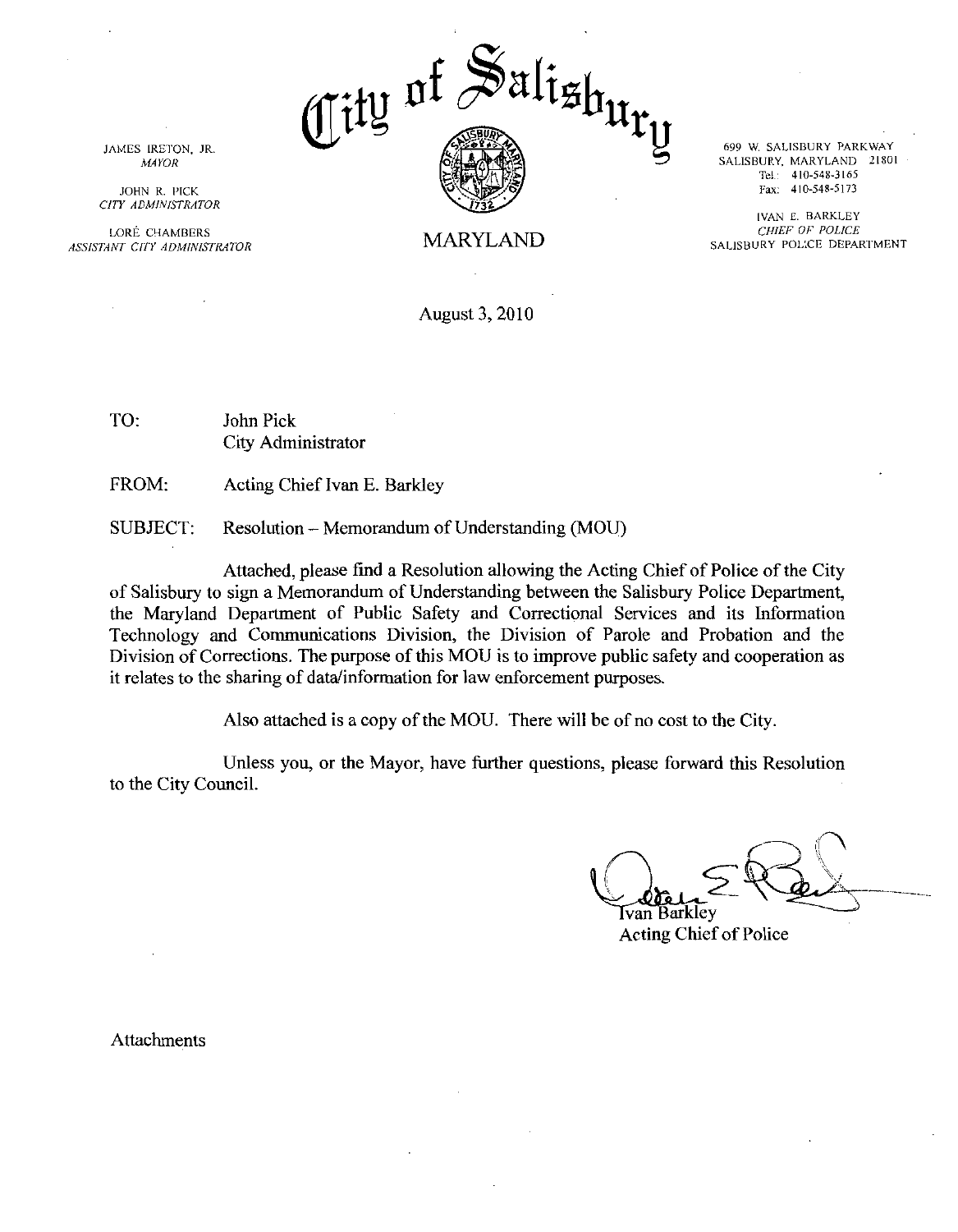# City of Salisbury

JAMES IRETON, JR.
*MAYOR*

JOHN R. PICK
*CITY ADMINISTRATOR*

LORÉ CHAMBERS
*ASSISTANT CITY ADMINISTRATOR*

MARYLAND

699 W. SALISBURY PARKWAY
SALISBURY, MARYLAND 21801
Tel: 410-548-3165
Fax: 410-548-5173

IVAN E. BARKLEY
*CHIEF OF POLICE*
SALISBURY POLICE DEPARTMENT

August 3, 2010

TO: John Pick
City Administrator

FROM: Acting Chief Ivan E. Barkley

SUBJECT: Resolution – Memorandum of Understanding (MOU)

Attached, please find a Resolution allowing the Acting Chief of Police of the City of Salisbury to sign a Memorandum of Understanding between the Salisbury Police Department, the Maryland Department of Public Safety and Correctional Services and its Information Technology and Communications Division, the Division of Parole and Probation and the Division of Corrections. The purpose of this MOU is to improve public safety and cooperation as it relates to the sharing of data/information for law enforcement purposes.

Also attached is a copy of the MOU. There will be of no cost to the City.

Unless you, or the Mayor, have further questions, please forward this Resolution to the City Council.

Ivan Barkley
Acting Chief of Police

Attachments